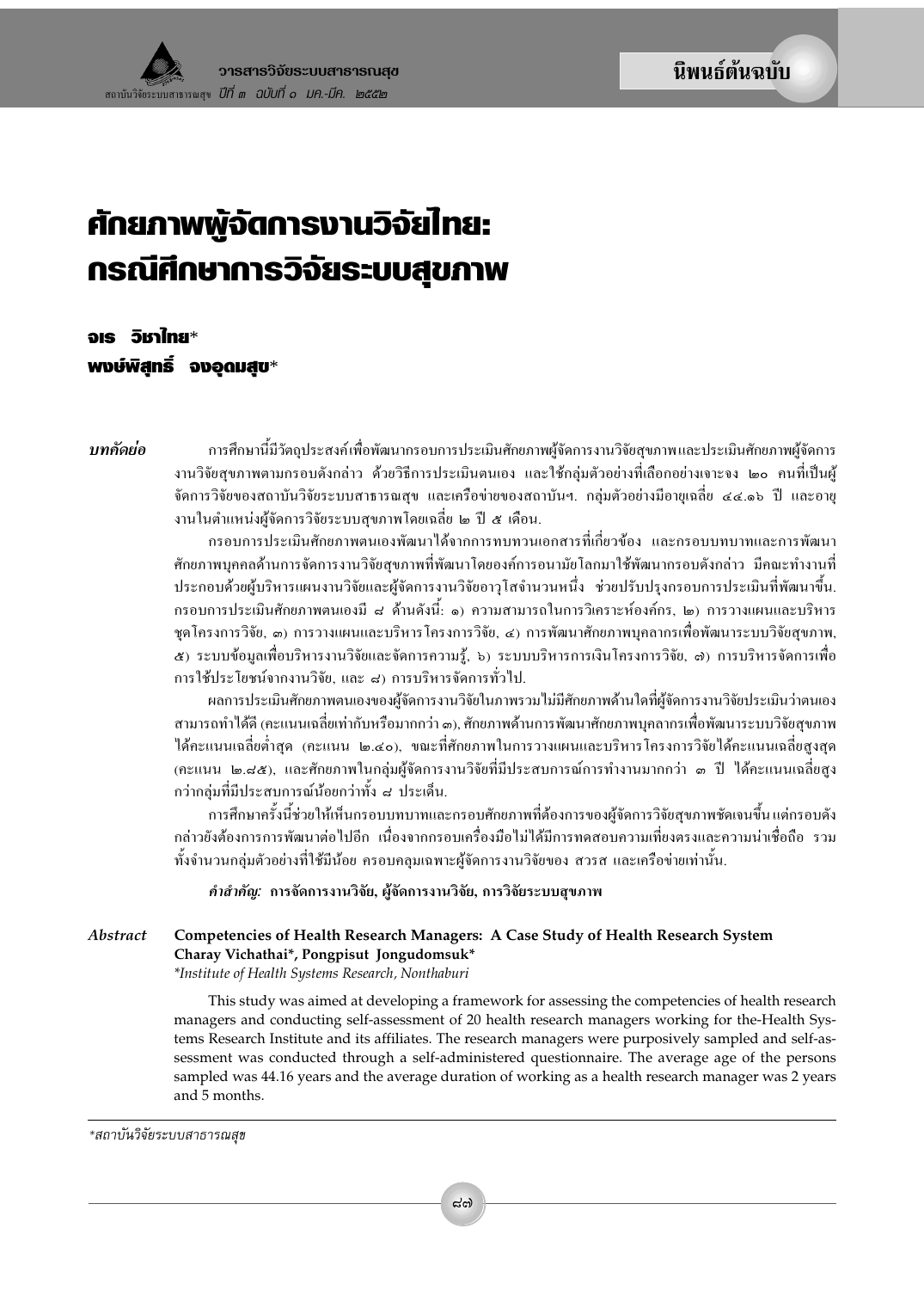นิพนธ์ต้นฉบับ

# ศักยภาพผู้จัดการงานวิจัยไทย: กรณีศึกษาการวิจัยระบบสุขภาพ

**จเร วิชาไทย***
**พงษ์พิสุทธิ์ จงอุดมสุข***

***บทคัดย่อ***

การศึกษานี้มีวัตถุประสงค์เพื่อพัฒนากรอบการประเมินศักยภาพผู้จัดการงานวิจัยสุขภาพและประเมินศักยภาพผู้จัดการงานวิจัยสุขภาพตามกรอบดังกล่าว ด้วยวิธีการประเมินตนเอง และใช้กลุ่มตัวอย่างที่เลือกอย่างเจาะจง ๒๐ คนที่เป็นผู้จัดการวิจัยของสถาบันวิจัยระบบสาธารณสุข และเครือข่ายของสถาบันฯ. กลุ่มตัวอย่างมีอายุเฉลี่ย ๔๔.๑๖ ปี และอายุงานในตำแหน่งผู้จัดการวิจัยระบบสุขภาพโดยเฉลี่ย ๒ ปี ๕ เดือน.

กรอบการประเมินศักยภาพตนเองพัฒนาได้จากการทบทวนเอกสารที่เกี่ยวข้อง และกรอบบทบาทและการพัฒนาศักยภาพบุคคลด้านการจัดการงานวิจัยสุขภาพที่พัฒนาโดยองค์การอนามัยโลกมาใช้พัฒนากรอบดังกล่าว มีคณะทำงานที่ประกอบด้วยผู้บริหารแผนงานวิจัยและผู้จัดการงานวิจัยอาวุโสจำนวนหนึ่ง ช่วยปรับปรุงกรอบการประเมินที่พัฒนาขึ้น. กรอบการประเมินศักยภาพตนเองมี ๘ ด้านดังนี้: ๑) ความสามารถในการวิเคราะห์องค์กร, ๒) การวางแผนและบริหารชุดโครงการวิจัย, ๓) การวางแผนและบริหารโครงการวิจัย, ๔) การพัฒนาศักยภาพบุคลากรเพื่อพัฒนาระบบวิจัยสุขภาพ, ๕) ระบบข้อมูลเพื่อบริหารงานวิจัยและจัดการความรู้, ๖) ระบบบริหารการเงินโครงการวิจัย, ๗) การบริหารจัดการเพื่อการใช้ประโยชน์จากงานวิจัย, และ ๘) การบริหารจัดการทั่วไป.

ผลการประเมินศักยภาพตนเองของผู้จัดการงานวิจัยในภาพรวมไม่มีศักยภาพด้านใดที่ผู้จัดการงานวิจัยประเมินว่าตนเองสามารถทำได้ดี (คะแนนเฉลี่ยเท่ากับหรือมากกว่า ๓), ศักยภาพด้านการพัฒนาศักยภาพบุคลากรเพื่อพัฒนาระบบวิจัยสุขภาพได้คะแนนเฉลี่ยต่ำสุด (คะแนน ๒.๔๐), ขณะที่ศักยภาพในการวางแผนและบริหารโครงการวิจัยได้คะแนนเฉลี่ยสูงสุด (คะแนน ๒.๘๕), และศักยภาพในกลุ่มผู้จัดการงานวิจัยที่มีประสบการณ์การทำงานมากกว่า ๓ ปี ได้คะแนนเฉลี่ยสูงกว่ากลุ่มที่มีประสบการณ์น้อยกว่าทั้ง ๘ ประเด็น.

การศึกษาครั้งนี้ช่วยให้เห็นกรอบบทบาทและกรอบศักยภาพที่ต้องการของผู้จัดการวิจัยสุขภาพชัดเจนขึ้น แต่กรอบดังกล่าวยังต้องการการพัฒนาต่อไปอีก เนื่องจากกรอบเครื่องมือไม่ได้มีการทดสอบความเที่ยงตรงและความน่าเชื่อถือ รวมทั้งจำนวนกลุ่มตัวอย่างที่ใช้มีน้อย ครอบคลุมเฉพาะผู้จัดการงานวิจัยของ สวรส และเครือข่ายเท่านั้น.

***คำสำคัญ:*** **การจัดการงานวิจัย, ผู้จัดการงานวิจัย, การวิจัยระบบสุขภาพ**

***Abstract***

**Competencies of Health Research Managers: A Case Study of Health Research System**
**Charay Vichathai\*, Pongpisut Jongudomsuk\***
*\*Institute of Health Systems Research, Nonthaburi*

This study was aimed at developing a framework for assessing the competencies of health research managers and conducting self-assessment of 20 health research managers working for the-Health Systems Research Institute and its affiliates. The research managers were purposively sampled and self-assessment was conducted through a self-administered questionnaire. The average age of the persons sampled was 44.16 years and the average duration of working as a health research manager was 2 years and 5 months.

---

*สถาบันวิจัยระบบสาธารณสุข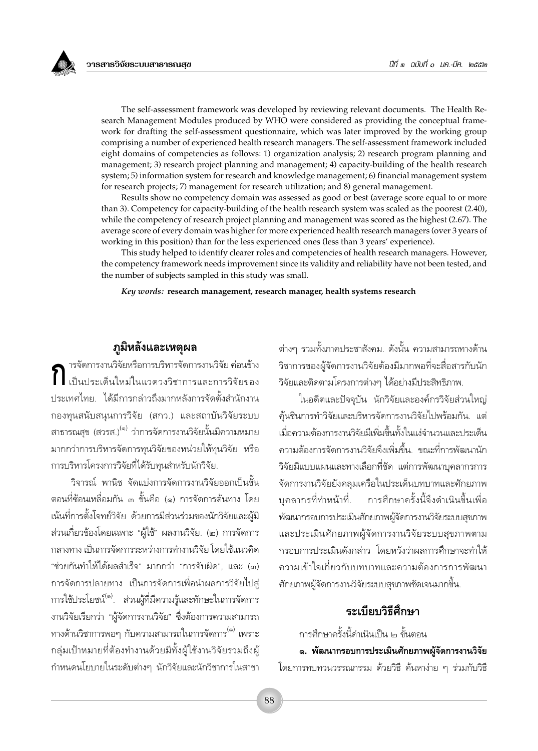The self-assessment framework was developed by reviewing relevant documents. The Health Research Management Modules produced by WHO were considered as providing the conceptual framework for drafting the self-assessment questionnaire, which was later improved by the working group comprising a number of experienced health research managers. The self-assessment framework included eight domains of competencies as follows: 1) organization analysis; 2) research program planning and management; 3) research project planning and management; 4) capacity-building of the health research system; 5) information system for research and knowledge management; 6) financial management system for research projects; 7) management for research utilization; and 8) general management.

Results show no competency domain was assessed as good or best (average score equal to or more than 3). Competency for capacity-building of the health research system was scaled as the poorest (2.40), while the competency of research project planning and management was scored as the highest (2.67). The average score of every domain was higher for more experienced health research managers (over 3 years of working in this position) than for the less experienced ones (less than 3 years' experience).

This study helped to identify clearer roles and competencies of health research managers. However, the competency framework needs improvement since its validity and reliability have not been tested, and the number of subjects sampled in this study was small.

***Key words:*** **research management, research manager, health systems research**

## ภูมิหลังและเหตุผล

การจัดการงานวิจัยหรือการบริหารจัดการงานวิจัย ค่อนข้างเป็นประเด็นใหม่ในแวดวงวิชาการและการวิจัยของประเทศไทย. ได้มีการกล่าวถึงมากหลังการจัดตั้งสำนักงานกองทุนสนับสนุนการวิจัย (สกว.) และสถาบันวิจัยระบบสาธารณสุข (สวรส.)[๑] ว่าการจัดการงานวิจัยนั้นมีความหมายมากกว่าการบริหารจัดการทุนวิจัยของหน่วยให้ทุนวิจัย หรือการบริหารโครงการวิจัยที่ได้รับทุนสำหรับนักวิจัย.

วิจารณ์ พานิช จัดแบ่งการจัดการงานวิจัยออกเป็นขั้นตอนที่ซ้อนเหลื่อมกัน ๓ ขั้นคือ (๑) การจัดการต้นทาง โดยเน้นที่การตั้งโจทย์วิจัย ด้วยการมีส่วนร่วมของนักวิจัยและผู้มีส่วนเกี่ยวข้องโดยเฉพาะ "ผู้ใช้" ผลงานวิจัย. (๒) การจัดการกลางทาง เป็นการจัดการระหว่างการทำงานวิจัย โดยใช้แนวคิด "ช่วยกันทำให้ได้ผลสำเร็จ" มากกว่า "การจับผิด", และ (๓) การจัดการปลายทาง เป็นการจัดการเพื่อนำผลการวิจัยไปสู่การใช้ประโยชน์[๑]. ส่วนผู้ที่มีความรู้และทักษะในการจัดการงานวิจัยเรียกว่า "ผู้จัดการงานวิจัย" ซึ่งต้องการความสามารถทางด้านวิชาการพอๆ กับความสามารถในการจัดการ[๑] เพราะกลุ่มเป้าหมายที่ต้องทำงานด้วยมีทั้งผู้ใช้งานวิจัยรวมถึงผู้กำหนดนโยบายในระดับต่างๆ นักวิจัยและนักวิชาการในสาขาต่างๆ รวมทั้งภาคประชาสังคม. ดังนั้น ความสามารถทางด้านวิชาการของผู้จัดการงานวิจัยต้องมีมากพอที่จะสื่อสารกับนักวิจัยและติดตามโครงการต่างๆ ได้อย่างมีประสิทธิภาพ.

ในอดีตและปัจจุบัน นักวิจัยและองค์กรวิจัยส่วนใหญ่คุ้นชินการทำวิจัยและบริหารจัดการงานวิจัยไปพร้อมกัน. แต่เมื่อความต้องการงานวิจัยมีเพิ่มขึ้นทั้งในแง่จำนวนและประเด็นความต้องการจัดการงานวิจัยจึงเพิ่มขึ้น. ขณะที่การพัฒนานักวิจัยมีแบบแผนและทางเลือกที่ชัด แต่การพัฒนาบุคลากรการจัดการงานวิจัยยังคลุมเครือในประเด็นบทบาทและศักยภาพบุคลากรที่ทำหน้าที่. การศึกษาครั้งนี้จึงดำเนินขึ้นเพื่อพัฒนากรอบการประเมินศักยภาพผู้จัดการงานวิจัยระบบสุขภาพ และประเมินศักยภาพผู้จัดการงานวิจัยระบบสุขภาพตามกรอบการประเมินดังกล่าว โดยหวังว่าผลการศึกษาจะทำให้ความเข้าใจเกี่ยวกับบทบาทและความต้องการการพัฒนาศักยภาพผู้จัดการงานวิจัยระบบสุขภาพชัดเจนมากขึ้น.

## ระเบียบวิธีศึกษา

การศึกษาครั้งนี้ดำเนินเป็น ๒ ขั้นตอน

**๑. พัฒนากรอบการประเมินศักยภาพผู้จัดการงานวิจัย** โดยการทบทวนวรรณกรรม ด้วยวิธี ค้นหาง่าย ๆ ร่วมกับวิธี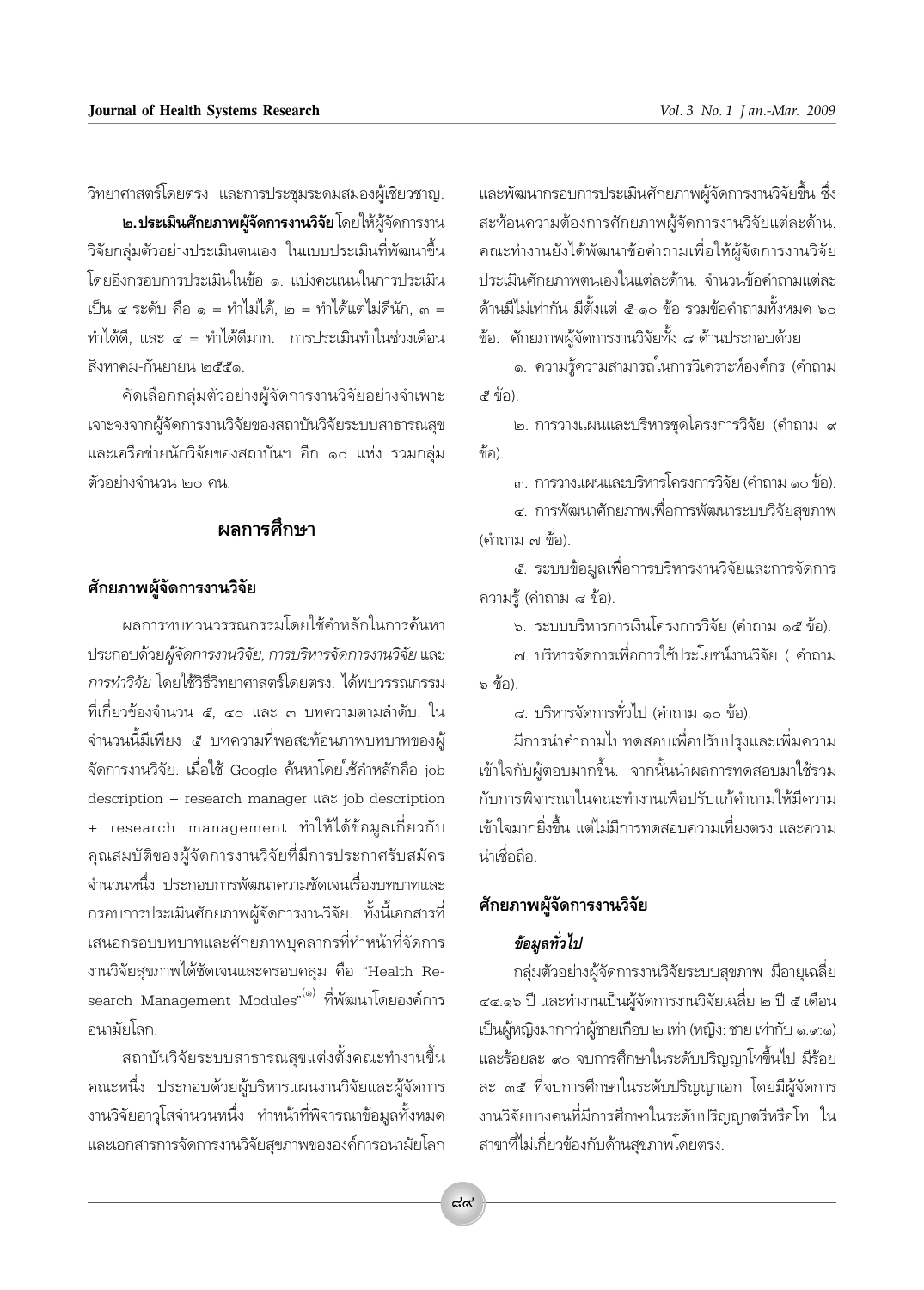วิทยาศาสตร์โดยตรง และการประชุมระดมสมองผู้เชี่ยวชาญ.

**๒. ประเมินศักยภาพผู้จัดการงานวิจัย** โดยให้ผู้จัดการงานวิจัยกลุ่มตัวอย่างประเมินตนเอง ในแบบประเมินที่พัฒนาขึ้นโดยอิงกรอบการประเมินในข้อ ๑. แบ่งคะแนนในการประเมินเป็น ๔ ระดับ คือ ๑ = ทำไม่ได้, ๒ = ทำได้แต่ไม่ดีนัก, ๓ = ทำได้ดี, และ ๔ = ทำได้ดีมาก. การประเมินทำในช่วงเดือนสิงหาคม-กันยายน ๒๕๕๑.

คัดเลือกกลุ่มตัวอย่างผู้จัดการงานวิจัยอย่างจำเพาะเจาะจงจากผู้จัดการงานวิจัยของสถาบันวิจัยระบบสาธารณสุข และเครือข่ายนักวิจัยของสถาบันฯ อีก ๑๐ แห่ง รวมกลุ่มตัวอย่างจำนวน ๒๐ คน.

## ผลการศึกษา

### ศักยภาพผู้จัดการงานวิจัย

ผลการทบทวนวรรณกรรมโดยใช้คำหลักในการค้นหาประกอบด้วย*ผู้จัดการงานวิจัย*, *การบริหารจัดการงานวิจัย* และ*การทำวิจัย* โดยใช้วิธีวิทยาศาสตร์โดยตรง. ได้พบวรรณกรรมที่เกี่ยวข้องจำนวน ๕, ๔๐ และ ๓ บทความตามลำดับ. ในจำนวนนี้มีเพียง ๕ บทความที่พอสะท้อนภาพบทบาทของผู้จัดการงานวิจัย. เมื่อใช้ Google ค้นหาโดยใช้คำหลักคือ job description + research manager และ job description + research management ทำให้ได้ข้อมูลเกี่ยวกับคุณสมบัติของผู้จัดการงานวิจัยที่มีการประกาศรับสมัครจำนวนหนึ่ง ประกอบการพัฒนาความชัดเจนเรื่องบทบาทและกรอบการประเมินศักยภาพผู้จัดการงานวิจัย. ทั้งนี้เอกสารที่เสนอกรอบบทบาทและศักยภาพบุคลากรที่ทำหน้าที่จัดการงานวิจัยสุขภาพได้ชัดเจนและครอบคลุม คือ "Health Research Management Modules"[๑] ที่พัฒนาโดยองค์การอนามัยโลก.

สถาบันวิจัยระบบสาธารณสุขแต่งตั้งคณะทำงานขึ้นคณะหนึ่ง ประกอบด้วยผู้บริหารแผนงานวิจัยและผู้จัดการงานวิจัยอาวุโสจำนวนหนึ่ง ทำหน้าที่พิจารณาข้อมูลทั้งหมดและเอกสารการจัดการงานวิจัยสุขภาพขององค์การอนามัยโลกและพัฒนากรอบการประเมินศักยภาพผู้จัดการงานวิจัยขึ้น ซึ่งสะท้อนความต้องการศักยภาพผู้จัดการงานวิจัยแต่ละด้าน. คณะทำงานยังได้พัฒนาข้อคำถามเพื่อให้ผู้จัดการงานวิจัยประเมินศักยภาพตนเองในแต่ละด้าน. จำนวนข้อคำถามแต่ละด้านมีไม่เท่ากัน มีตั้งแต่ ๕-๑๐ ข้อ รวมข้อคำถามทั้งหมด ๖๐ ข้อ. ศักยภาพผู้จัดการงานวิจัยทั้ง ๘ ด้านประกอบด้วย

๑. ความรู้ความสามารถในการวิเคราะห์องค์กร (คำถาม ๕ ข้อ).

๒. การวางแผนและบริหารชุดโครงการวิจัย (คำถาม ๙ ข้อ).

๓. การวางแผนและบริหารโครงการวิจัย (คำถาม ๑๐ ข้อ).

๔. การพัฒนาศักยภาพเพื่อการพัฒนาระบบวิจัยสุขภาพ (คำถาม ๗ ข้อ).

๕. ระบบข้อมูลเพื่อการบริหารงานวิจัยและการจัดการความรู้ (คำถาม ๘ ข้อ).

๖. ระบบบริหารการเงินโครงการวิจัย (คำถาม ๑๕ ข้อ).

๗. บริหารจัดการเพื่อการใช้ประโยชน์งานวิจัย ( คำถาม ๖ ข้อ).

๘. บริหารจัดการทั่วไป (คำถาม ๑๐ ข้อ).

มีการนำคำถามไปทดสอบเพื่อปรับปรุงและเพิ่มความเข้าใจกับผู้ตอบมากขึ้น. จากนั้นนำผลการทดสอบมาใช้ร่วมกับการพิจารณาในคณะทำงานเพื่อปรับแก้คำถามให้มีความเข้าใจมากยิ่งขึ้น แต่ไม่มีการทดสอบความเที่ยงตรง และความน่าเชื่อถือ.

### ศักยภาพผู้จัดการงานวิจัย

#### *ข้อมูลทั่วไป*

กลุ่มตัวอย่างผู้จัดการงานวิจัยระบบสุขภาพ มีอายุเฉลี่ย ๔๔.๑๖ ปี และทำงานเป็นผู้จัดการงานวิจัยเฉลี่ย ๒ ปี ๕ เดือน เป็นผู้หญิงมากกว่าผู้ชายเกือบ ๒ เท่า (หญิง: ชาย เท่ากับ ๑.๙:๑) และร้อยละ ๙๐ จบการศึกษาในระดับปริญญาโทขึ้นไป มีร้อยละ ๓๕ ที่จบการศึกษาในระดับปริญญาเอก โดยมีผู้จัดการงานวิจัยบางคนที่มีการศึกษาในระดับปริญญาตรีหรือโท ในสาขาที่ไม่เกี่ยวข้องกับด้านสุขภาพโดยตรง.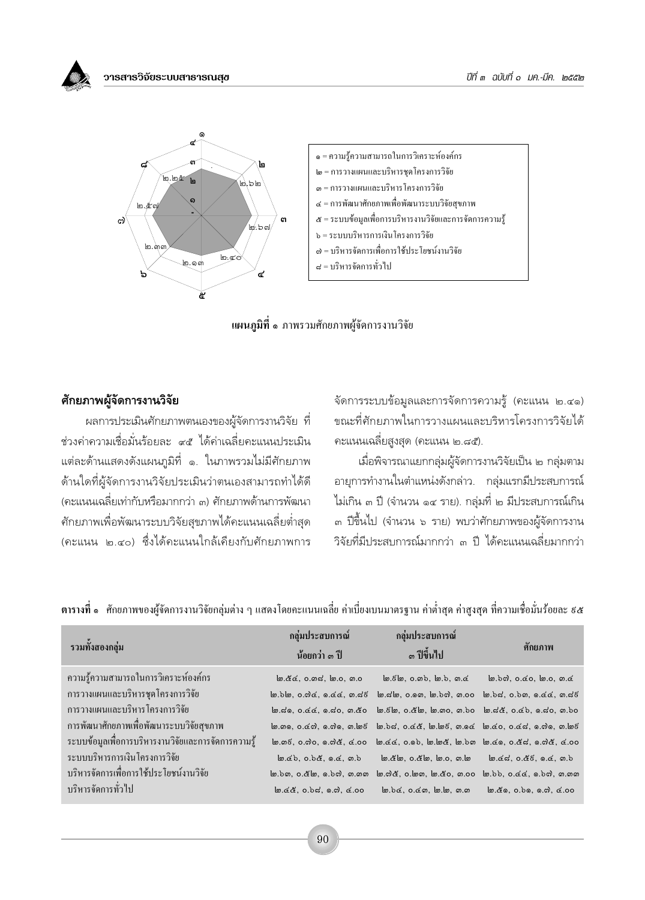๑ = ความรู้ความสามารถในการวิเคราะห์องค์กร
๒ = การวางแผนและบริหารชุดโครงการวิจัย
๓ = การวางแผนและบริหารโครงการวิจัย
๔ = การพัฒนาศักยภาพเพื่อพัฒนาระบบวิจัยสุขภาพ
๕ = ระบบข้อมูลเพื่อการบริหารงานวิจัยและการจัดการความรู้
๖ = ระบบบริหารการเงินโครงการวิจัย
๗ = บริหารจัดการเพื่อการใช้ประโยชน์งานวิจัย
๘ = บริหารจัดการทั่วไป

**แผนภูมิที่ ๑** ภาพรวมศักยภาพผู้จัดการงานวิจัย

## ศักยภาพผู้จัดการงานวิจัย

ผลการประเมินศักยภาพตนเองของผู้จัดการงานวิจัย ที่ช่วงค่าความเชื่อมั่นร้อยละ ๙๕ ได้ค่าเฉลี่ยคะแนนประเมินแต่ละด้านแสดงดังแผนภูมิที่ ๑. ในภาพรวมไม่มีศักยภาพด้านใดที่ผู้จัดการงานวิจัยประเมินว่าตนเองสามารถทำได้ดี (คะแนนเฉลี่ยเท่ากับหรือมากกว่า ๓) ศักยภาพด้านการพัฒนาศักยภาพเพื่อพัฒนาระบบวิจัยสุขภาพได้คะแนนเฉลี่ยต่ำสุด (คะแนน ๒.๔๐) ซึ่งได้คะแนนใกล้เคียงกับศักยภาพการจัดการระบบข้อมูลและการจัดการความรู้ (คะแนน ๒.๔๑) ขณะที่ศักยภาพในการวางแผนและบริหารโครงการวิจัยได้คะแนนเฉลี่ยสูงสุด (คะแนน ๒.๘๕)

เมื่อพิจารณาแยกกลุ่มผู้จัดการงานวิจัยเป็น ๒ กลุ่มตามอายุการทำงานในตำแหน่งดังกล่าว. กลุ่มแรกมีประสบการณ์ไม่เกิน ๓ ปี (จำนวน ๑๔ ราย). กลุ่มที่ ๒ มีประสบการณ์เกิน ๓ ปีขึ้นไป (จำนวน ๖ ราย) พบว่าศักยภาพของผู้จัดการงานวิจัยที่มีประสบการณ์มากกว่า ๓ ปี ได้คะแนนเฉลี่ยมากกว่า

**ตารางที่ ๑** ศักยภาพของผู้จัดการงานวิจัยกลุ่มต่าง ๆ แสดงโดยคะแนนเฉลี่ย ค่าเบี่ยงเบนมาตรฐาน ค่าต่ำสุด ค่าสูงสุด ที่ความเชื่อมั่นร้อยละ ๙๕

| รวมทั้งสองกลุ่ม | กลุ่มประสบการณ์ น้อยกว่า ๓ ปี | กลุ่มประสบการณ์ ๓ ปีขึ้นไป | ศักยภาพ |
|---|---|---|---|
| ความรู้ความสามารถในการวิเคราะห์องค์กร | ๒.๕๔, ๐.๓๘, ๒.๐, ๓.๐ | ๒.๙๒, ๐.๓๖, ๒.๖, ๓.๔ | ๒.๖๗, ๐.๔๐, ๒.๐, ๓.๔ |
| การวางแผนและบริหารชุดโครงการวิจัย | ๒.๖๒, ๐.๗๔, ๑.๔๔, ๓.๘๘ | ๒.๘๒, ๐.๑๓, ๒.๖๗, ๓.๐๐ | ๒.๖๘, ๐.๖๓, ๑.๔๔, ๓.๘๘ |
| การวางแผนและบริหารโครงการวิจัย | ๒.๘๑, ๐.๔๔, ๑.๘๐, ๓.๕๐ | ๒.๙๒, ๐.๕๒, ๒.๓๐, ๓.๖๐ | ๒.๘๕, ๐.๔๖, ๑.๘๐, ๓.๖๐ |
| การพัฒนาศักยภาพเพื่อพัฒนาระบบวิจัยสุขภาพ | ๒.๓๑, ๐.๔๗, ๑.๗๑, ๓.๒๙ | ๒.๖๘, ๐.๔๕, ๒.๒๙, ๓.๑๔ | ๒.๔๐, ๐.๔๘, ๑.๗๑, ๓.๒๙ |
| ระบบข้อมูลเพื่อการบริหารงานวิจัยและการจัดการความรู้ | ๒.๓๙, ๐.๗๐, ๑.๗๕, ๔.๐๐ | ๒.๔๔, ๐.๑๖, ๒.๒๕, ๒.๖๓ | ๒.๔๑, ๐.๕๘, ๑.๗๕, ๔.๐๐ |
| ระบบบริหารการเงินโครงการวิจัย | ๒.๔๖, ๐.๖๕, ๑.๔, ๓.๖ | ๒.๕๒, ๐.๕๒, ๒.๐, ๓.๒ | ๒.๔๘, ๐.๕๙, ๑.๔, ๓.๖ |
| บริหารจัดการเพื่อการใช้ประโยชน์งานวิจัย | ๒.๖๓, ๐.๕๒, ๑.๖๗, ๓.๓๓ | ๒.๗๕, ๐.๒๓, ๒.๕๐, ๓.๐๐ | ๒.๖๖, ๐.๔๔, ๑.๖๗, ๓.๓๓ |
| บริหารจัดการทั่วไป | ๒.๔๕, ๐.๖๘, ๑.๗, ๔.๐๐ | ๒.๖๔, ๐.๔๓, ๒.๒, ๓.๓ | ๒.๕๑, ๐.๖๑, ๑.๗, ๔.๐๐ |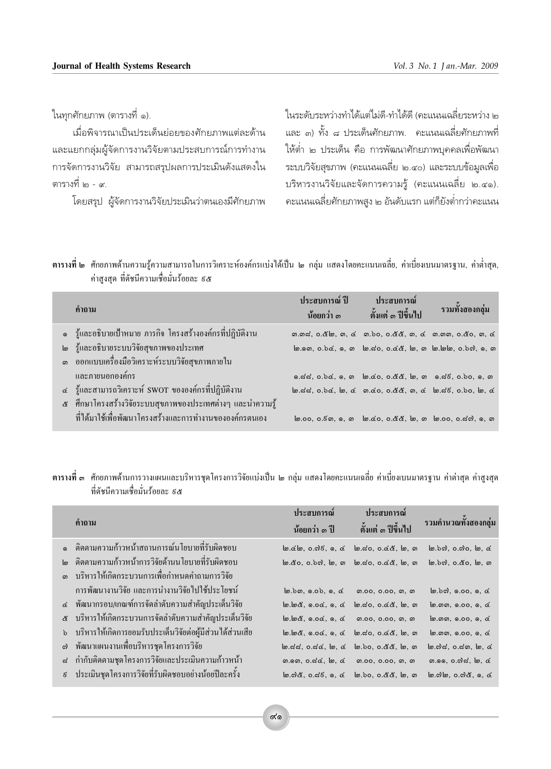ในทุกศักยภาพ (ตารางที่ ๑).

เมื่อพิจารณาเป็นประเด็นย่อยของศักยภาพแต่ละด้าน และแยกกลุ่มผู้จัดการงานวิจัยตามประสบการณ์การทำงานการจัดการงานวิจัย สามารถสรุปผลการประเมินดังแสดงในตารางที่ ๒ - ๙.

โดยสรุป ผู้จัดการงานวิจัยประเมินว่าตนเองมีศักยภาพในระดับระหว่างทำได้แต่ไม่ดี-ทำได้ดี (คะแนนเฉลี่ยระหว่าง ๒ และ ๓) ทั้ง ๘ ประเด็นศักยภาพ. คะแนนเฉลี่ยศักยภาพที่ให้ต่ำ ๒ ประเด็น คือ การพัฒนาศักยภาพบุคคลเพื่อพัฒนาระบบวิจัยสุขภาพ (คะแนนเฉลี่ย ๒.๔๐) และระบบข้อมูลเพื่อบริหารงานวิจัยและจัดการความรู้ (คะแนนเฉลี่ย ๒.๔๑). คะแนนเฉลี่ยศักยภาพสูง ๒ อันดับแรก แต่ก็ยังต่ำกว่าคะแนน

**ตารางที่ ๒** ศักยภาพด้านความรู้ความสามารถในการวิเคราะห์องค์กรแบ่งได้เป็น ๒ กลุ่ม แสดงโดยคะแนนเฉลี่ย, ค่าเบี่ยงเบนมาตรฐาน, ค่าต่ำสุด, ค่าสูงสุด ที่ดัชนีความเชื่อมั่นร้อยละ ๙๕

| | คำถาม | ประสบการณ์ ปี น้อยกว่า ๓ | ประสบการณ์ ตั้งแต่ ๓ ปีขึ้นไป | รวมทั้งสองกลุ่ม |
|---|---|---|---|---|
| ๑ | รู้และอธิบายเป้าหมาย ภารกิจ โครงสร้างองค์กรที่ปฏิบัติงาน | ๓.๓๘, ๐.๕๒, ๓, ๔ | ๓.๖๐, ๐.๕๕, ๓, ๔ | ๓.๓๓, ๐.๕๐, ๓, ๔ |
| ๒ | รู้และอธิบายระบบวิจัยสุขภาพของประเทศ | ๒.๑๓, ๐.๖๔, ๑, ๓ | ๒.๘๐, ๐.๔๕, ๒, ๓ | ๒.๒๒, ๐.๖๗, ๑, ๓ |
| ๓ | ออกแบบเครื่องมือวิเคราะห์ระบบวิจัยสุขภาพภายใน และภายนอกองค์กร | ๑.๘๘, ๐.๖๔, ๑, ๓ | ๒.๔๐, ๐.๕๕, ๒, ๓ | ๑.๘๙, ๐.๖๐, ๑, ๓ |
| ๔ | รู้และสามารถวิเคราะห์ SWOT ขององค์กรที่ปฏิบัติงาน | ๒.๘๘, ๐.๖๔, ๒, ๔ | ๓.๔๐, ๐.๕๕, ๓, ๔ | ๒.๘๙, ๐.๖๐, ๒, ๔ |
| ๕ | ศึกษาโครงสร้างวิจัยระบบสุขภาพของประเทศต่างๆ และนำความรู้ที่ได้มาใช้เพื่อพัฒนาโครงสร้างและการทำงานขององค์กรตนเอง | ๒.๐๐, ๐.๙๓, ๑, ๓ | ๒.๔๐, ๐.๕๕, ๒, ๓ | ๒.๐๐, ๐.๘๗, ๑, ๓ |

**ตารางที่ ๓** ศักยภาพด้านการวางแผนและบริหารชุดโครงการวิจัยแบ่งเป็น ๒ กลุ่ม แสดงโดยคะแนนเฉลี่ย ค่าเบี่ยงเบนมาตรฐาน ค่าต่ำสุด ค่าสูงสุด ที่ดัชนีความเชื่อมั่นร้อยละ ๙๕

| | คำถาม | ประสบการณ์ น้อยกว่า ๓ ปี | ประสบการณ์ ตั้งแต่ ๓ ปีขึ้นไป | รวมคำนวณทั้งสองกลุ่ม |
|---|---|---|---|---|
| ๑ | ติดตามความก้าวหน้าสถานการณ์นโยบายที่รับผิดชอบ | ๒.๔๒, ๐.๗๙, ๑, ๔ | ๒.๘๐, ๐.๔๕, ๒, ๓ | ๒.๖๗, ๐.๗๐, ๒, ๔ |
| ๒ | ติดตามความก้าวหน้าการวิจัยด้านนโยบายที่รับผิดชอบ | ๒.๕๐, ๐.๖๗, ๒, ๓ | ๒.๘๐, ๐.๔๕, ๒, ๓ | ๒.๖๗, ๐.๕๐, ๒, ๓ |
| ๓ | บริหารให้เกิดกระบวนการเพื่อกำหนดคำถามการวิจัย การพัฒนางานวิจัย และการนำงานวิจัยไปใช้ประโยชน์ | ๒.๖๓, ๑.๐๖, ๑, ๔ | ๓.๐๐, ๐.๐๐, ๓, ๓ | ๒.๖๗, ๑.๐๐, ๑, ๔ |
| ๔ | พัฒนากรอบ/เกณฑ์การจัดลำดับความสำคัญประเด็นวิจัย | ๒.๒๕, ๑.๐๔, ๑, ๔ | ๒.๘๐, ๐.๔๕, ๒, ๓ | ๒.๓๓, ๑.๐๐, ๑, ๔ |
| ๕ | บริหารให้เกิดกระบวนการจัดลำดับความสำคัญประเด็นวิจัย | ๒.๒๕, ๑.๐๔, ๑, ๔ | ๓.๐๐, ๐.๐๐, ๓, ๓ | ๒.๓๓, ๑.๐๐, ๑, ๔ |
| ๖ | บริหารให้เกิดการยอมรับประเด็นวิจัยต่อผู้มีส่วนได้ส่วนเสีย | ๒.๒๕, ๑.๐๔, ๑, ๔ | ๒.๘๐, ๐.๔๕, ๒, ๓ | ๒.๓๓, ๑.๐๐, ๑, ๔ |
| ๗ | พัฒนาแผนงานเพื่อบริหารชุดโครงการวิจัย | ๒.๘๘, ๐.๘๔, ๒, ๔ | ๒.๖๐, ๐.๕๕, ๒, ๓ | ๒.๗๘, ๐.๘๓, ๒, ๔ |
| ๘ | กำกับติดตามชุดโครงการวิจัยและประเมินความก้าวหน้า | ๓.๑๓, ๐.๘๔, ๒, ๔ | ๓.๐๐, ๐.๐๐, ๓, ๓ | ๓.๑๑, ๐.๗๘, ๒, ๔ |
| ๙ | ประเมินชุดโครงการวิจัยที่รับผิดชอบอย่างน้อยปีละครั้ง | ๒.๗๕, ๐.๘๙, ๑, ๔ | ๒.๖๐, ๐.๕๕, ๒, ๓ | ๒.๗๒, ๐.๗๕, ๑, ๔ |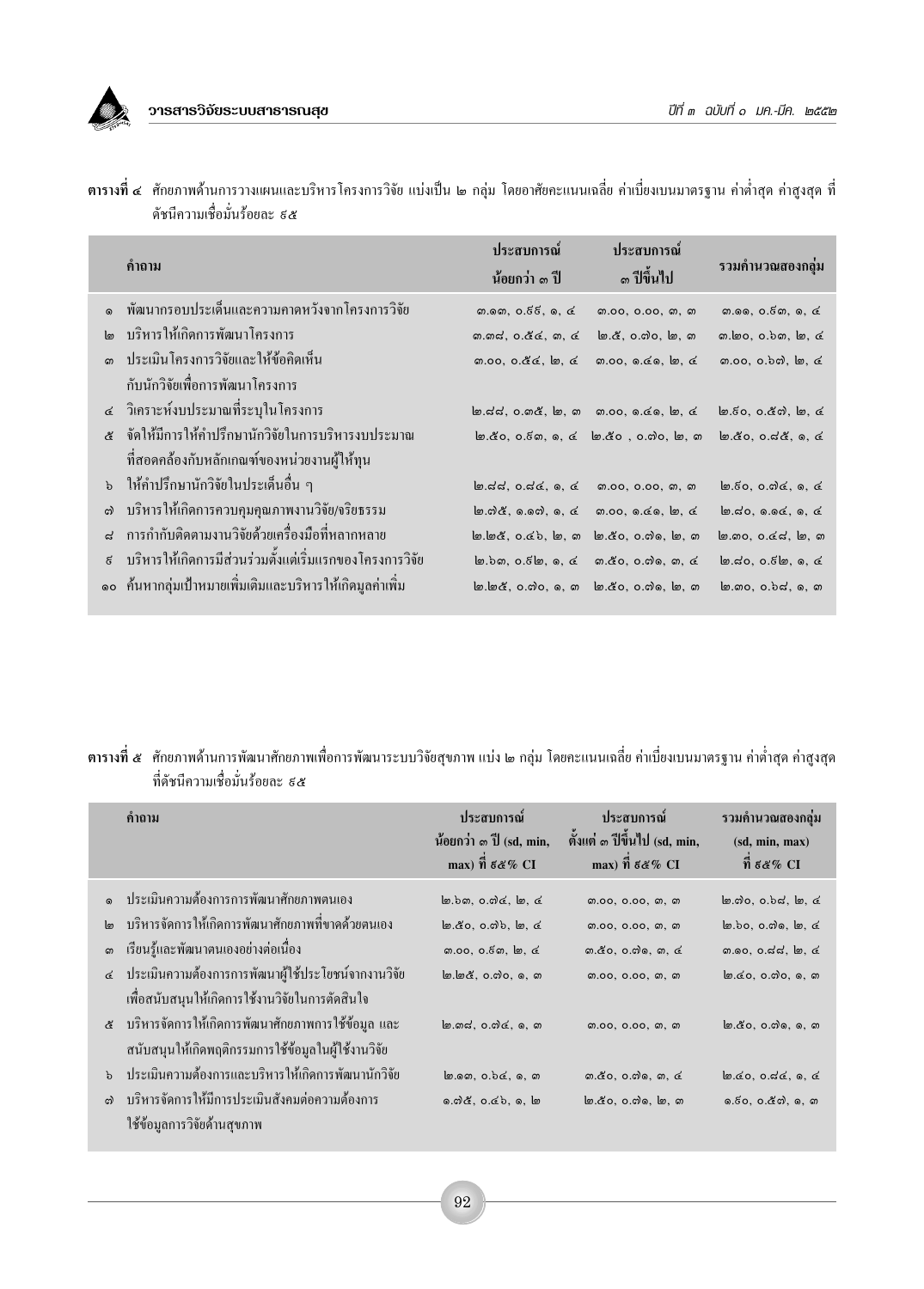**ตารางที่ ๔** ศักยภาพด้านการวางแผนและบริหารโครงการวิจัย แบ่งเป็น ๒ กลุ่ม โดยอาศัยคะแนนเฉลี่ย ค่าเบี่ยงเบนมาตรฐาน ค่าต่ำสุด ค่าสูงสุด ที่ดัชนีความเชื่อมั่นร้อยละ ๙๕

| | คำถาม | ประสบการณ์ น้อยกว่า ๓ ปี | ประสบการณ์ ๓ ปีขึ้นไป | รวมคำนวณสองกลุ่ม |
|---|---|---|---|---|
| ๑ | พัฒนากรอบประเด็นและความคาดหวังจากโครงการวิจัย | ๓.๑๓, ๐.๙๙, ๑, ๔ | ๓.๐๐, ๐.๐๐, ๓, ๓ | ๓.๑๑, ๐.๘๓, ๑, ๔ |
| ๒ | บริหารให้เกิดการพัฒนาโครงการ | ๓.๓๘, ๐.๕๔, ๓, ๔ | ๒.๕, ๐.๗๐, ๒, ๓ | ๓.๒๐, ๐.๖๓, ๒, ๔ |
| ๓ | ประเมินโครงการวิจัยและให้ข้อคิดเห็นกับนักวิจัยเพื่อการพัฒนาโครงการ | ๓.๐๐, ๐.๕๔, ๒, ๔ | ๓.๐๐, ๑.๔๑, ๒, ๔ | ๓.๐๐, ๐.๖๗, ๒, ๔ |
| ๔ | วิเคราะห์งบประมาณที่ระบุในโครงการ | ๒.๘๘, ๐.๓๕, ๒, ๓ | ๓.๐๐, ๑.๔๑, ๒, ๔ | ๒.๙๐, ๐.๕๗, ๒, ๔ |
| ๕ | จัดให้มีการให้คำปรึกษานักวิจัยในการบริหารงบประมาณที่สอดคล้องกับหลักเกณฑ์ของหน่วยงานผู้ให้ทุน | ๒.๕๐, ๐.๙๓, ๑, ๔ | ๒.๕๐ , ๐.๗๐, ๒, ๓ | ๒.๕๐, ๐.๘๕, ๑, ๔ |
| ๖ | ให้คำปรึกษานักวิจัยในประเด็นอื่น ๆ | ๒.๘๘, ๐.๘๔, ๑, ๔ | ๓.๐๐, ๐.๐๐, ๓, ๓ | ๒.๙๐, ๐.๗๔, ๑, ๔ |
| ๗ | บริหารให้เกิดการควบคุมคุณภาพงานวิจัย/จริยธรรม | ๒.๗๕, ๑.๑๗, ๑, ๔ | ๓.๐๐, ๑.๔๑, ๒, ๔ | ๒.๘๐, ๑.๑๔, ๑, ๔ |
| ๘ | การกำกับติดตามงานวิจัยด้วยเครื่องมือที่หลากหลาย | ๒.๒๕, ๐.๔๖, ๒, ๓ | ๒.๕๐, ๐.๗๑, ๒, ๓ | ๒.๓๐, ๐.๔๘, ๒, ๓ |
| ๙ | บริหารให้เกิดการมีส่วนร่วมตั้งแต่เริ่มแรกของโครงการวิจัย | ๒.๖๓, ๐.๙๒, ๑, ๔ | ๓.๕๐, ๐.๗๑, ๓, ๔ | ๒.๘๐, ๐.๙๒, ๑, ๔ |
| ๑๐ | ค้นหากลุ่มเป้าหมายเพิ่มเติมและบริหารให้เกิดมูลค่าเพิ่ม | ๒.๒๕, ๐.๗๐, ๑, ๓ | ๒.๕๐, ๐.๗๑, ๒, ๓ | ๒.๓๐, ๐.๖๘, ๑, ๓ |

**ตารางที่ ๕** ศักยภาพด้านการพัฒนาศักยภาพเพื่อการพัฒนาระบบวิจัยสุขภาพ แบ่ง ๒ กลุ่ม โดยคะแนนเฉลี่ย ค่าเบี่ยงเบนมาตรฐาน ค่าต่ำสุด ค่าสูงสุด ที่ดัชนีความเชื่อมั่นร้อยละ ๙๕

| | คำถาม | ประสบการณ์ น้อยกว่า ๓ ปี (sd, min, max) ที่ ๙๕% CI | ประสบการณ์ ตั้งแต่ ๓ ปีขึ้นไป (sd, min, max) ที่ ๙๕% CI | รวมคำนวณสองกลุ่ม (sd, min, max) ที่ ๙๕% CI |
|---|---|---|---|---|
| ๑ | ประเมินความต้องการการพัฒนาศักยภาพตนเอง | ๒.๖๓, ๐.๗๔, ๒, ๔ | ๓.๐๐, ๐.๐๐, ๓, ๓ | ๒.๗๐, ๐.๖๘, ๒, ๔ |
| ๒ | บริหารจัดการให้เกิดการพัฒนาศักยภาพที่ขาดด้วยตนเอง | ๒.๕๐, ๐.๗๖, ๒, ๔ | ๓.๐๐, ๐.๐๐, ๓, ๓ | ๒.๖๐, ๐.๗๑, ๒, ๔ |
| ๓ | เรียนรู้และพัฒนาตนเองอย่างต่อเนื่อง | ๓.๐๐, ๐.๙๓, ๒, ๔ | ๓.๕๐, ๐.๗๑, ๓, ๔ | ๓.๑๐, ๐.๘๘, ๒, ๔ |
| ๔ | ประเมินความต้องการการพัฒนาผู้ใช้ประโยชน์จากงานวิจัยเพื่อสนับสนุนให้เกิดการใช้งานวิจัยในการตัดสินใจ | ๒.๒๕, ๐.๗๐, ๑, ๓ | ๓.๐๐, ๐.๐๐, ๓, ๓ | ๒.๔๐, ๐.๗๐, ๑, ๓ |
| ๕ | บริหารจัดการให้เกิดการพัฒนาศักยภาพการใช้ข้อมูล และสนับสนุนให้เกิดพฤติกรรมการใช้ข้อมูลในผู้ใช้งานวิจัย | ๒.๓๘, ๐.๗๔, ๑, ๓ | ๓.๐๐, ๐.๐๐, ๓, ๓ | ๒.๕๐, ๐.๗๑, ๑, ๓ |
| ๖ | ประเมินความต้องการและบริหารให้เกิดการพัฒนานักวิจัย | ๒.๑๓, ๐.๖๔, ๑, ๓ | ๓.๕๐, ๐.๗๑, ๓, ๔ | ๒.๔๐, ๐.๘๔, ๑, ๔ |
| ๗ | บริหารจัดการให้มีการประเมินสังคมต่อความต้องการใช้ข้อมูลการวิจัยด้านสุขภาพ | ๑.๗๕, ๐.๔๖, ๑, ๒ | ๒.๕๐, ๐.๗๑, ๒, ๓ | ๑.๙๐, ๐.๕๗, ๑, ๓ |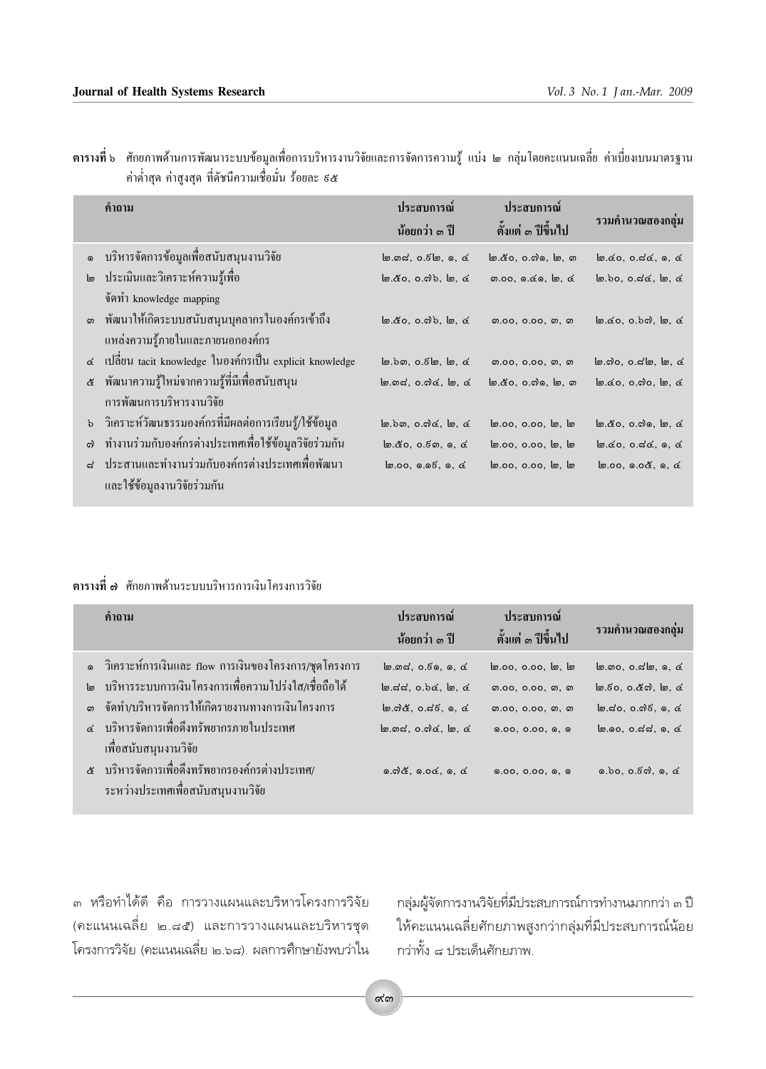**ตารางที่ ๖** ศักยภาพด้านการพัฒนาระบบข้อมูลเพื่อการบริหารงานวิจัยและการจัดการความรู้ แบ่ง ๒ กลุ่มโดยคะแนนเฉลี่ย ค่าเบี่ยงเบนมาตรฐาน ค่าต่ำสุด ค่าสูงสุด ที่ดัชนีความเชื่อมั่น ร้อยละ ๙๕

| | คำถาม | ประสบการณ์ น้อยกว่า ๓ ปี | ประสบการณ์ ตั้งแต่ ๓ ปีขึ้นไป | รวมคำนวณสองกลุ่ม |
|---|---|---|---|---|
| ๑ | บริหารจัดการข้อมูลเพื่อสนับสนุนงานวิจัย | ๒.๓๘, ๐.๖๒, ๑, ๔ | ๒.๕๐, ๐.๗๑, ๒, ๓ | ๒.๔๐, ๐.๘๔, ๑, ๔ |
| ๒ | ประเมินและวิเคราะห์ความรู้เพื่อจัดทำ knowledge mapping | ๒.๕๐, ๐.๗๖, ๒, ๔ | ๓.๐๐, ๑.๔๑, ๒, ๔ | ๒.๖๐, ๐.๘๔, ๒, ๔ |
| ๓ | พัฒนาให้เกิดระบบสนับสนุนบุคลากรในองค์กรเข้าถึงแหล่งความรู้ภายในและภายนอกองค์กร | ๒.๕๐, ๐.๗๖, ๒, ๔ | ๓.๐๐, ๐.๐๐, ๓, ๓ | ๒.๔๐, ๐.๖๗, ๒, ๔ |
| ๔ | เปลี่ยน tacit knowledge ในองค์กรเป็น explicit knowledge | ๒.๖๓, ๐.๖๒, ๒, ๔ | ๓.๐๐, ๐.๐๐, ๓, ๓ | ๒.๗๐, ๐.๘๒, ๒, ๔ |
| ๕ | พัฒนาความรู้ใหม่จากความรู้ที่มีเพื่อสนับสนุนการพัฒนาการบริหารงานวิจัย | ๒.๓๘, ๐.๗๔, ๒, ๔ | ๒.๕๐, ๐.๗๑, ๒, ๓ | ๒.๔๐, ๐.๗๐, ๒, ๔ |
| ๖ | วิเคราะห์วัฒนธรรมองค์กรที่มีผลต่อการเรียนรู้/ใช้ข้อมูล | ๒.๖๓, ๐.๗๔, ๒, ๔ | ๒.๐๐, ๐.๐๐, ๒, ๒ | ๒.๕๐, ๐.๗๑, ๒, ๔ |
| ๗ | ทำงานร่วมกับองค์กรต่างประเทศเพื่อใช้ข้อมูลวิจัยร่วมกัน | ๒.๕๐, ๐.๖๓, ๑, ๔ | ๒.๐๐, ๐.๐๐, ๒, ๒ | ๒.๔๐, ๐.๘๔, ๑, ๔ |
| ๘ | ประสานและทำงานร่วมกับองค์กรต่างประเทศเพื่อพัฒนาและใช้ข้อมูลงานวิจัยร่วมกัน | ๒.๐๐, ๑.๑๙, ๑, ๔ | ๒.๐๐, ๐.๐๐, ๒, ๒ | ๒.๐๐, ๑.๐๕, ๑, ๔ |

**ตารางที่ ๗** ศักยภาพด้านระบบบริหารการเงินโครงการวิจัย

| | คำถาม | ประสบการณ์ น้อยกว่า ๓ ปี | ประสบการณ์ ตั้งแต่ ๓ ปีขึ้นไป | รวมคำนวณสองกลุ่ม |
|---|---|---|---|---|
| ๑ | วิเคราะห์การเงินและ flow การเงินของโครงการ/ชุดโครงการ | ๒.๓๘, ๐.๖๑, ๑, ๔ | ๒.๐๐, ๐.๐๐, ๒, ๒ | ๒.๓๐, ๐.๘๒, ๑, ๔ |
| ๒ | บริหารระบบการเงินโครงการเพื่อความโปร่งใส/เชื่อถือได้ | ๒.๘๘, ๐.๖๔, ๒, ๔ | ๓.๐๐, ๐.๐๐, ๓, ๓ | ๒.๖๐, ๐.๕๗, ๒, ๔ |
| ๓ | จัดทำ/บริหารจัดการให้เกิดรายงานทางการเงินโครงการ | ๒.๗๕, ๐.๘๙, ๑, ๔ | ๓.๐๐, ๐.๐๐, ๓, ๓ | ๒.๘๐, ๐.๗๙, ๑, ๔ |
| ๔ | บริหารจัดการเพื่อดึงทรัพยากรภายในประเทศเพื่อสนับสนุนงานวิจัย | ๒.๓๘, ๐.๗๔, ๒, ๔ | ๑.๐๐, ๐.๐๐, ๑, ๑ | ๒.๑๐, ๐.๘๘, ๑, ๔ |
| ๕ | บริหารจัดการเพื่อดึงทรัพยากรองค์กรต่างประเทศ/ระหว่างประเทศเพื่อสนับสนุนงานวิจัย | ๑.๗๕, ๑.๐๔, ๑, ๔ | ๑.๐๐, ๐.๐๐, ๑, ๑ | ๑.๖๐, ๐.๙๗, ๑, ๔ |

๓ หรือทำได้ดี คือ การวางแผนและบริหารโครงการวิจัย (คะแนนเฉลี่ย ๒.๘๕) และการวางแผนและบริหารชุดโครงการวิจัย (คะแนนเฉลี่ย ๒.๖๘). ผลการศึกษายังพบว่าในกลุ่มผู้จัดการงานวิจัยที่มีประสบการณ์การทำงานมากกว่า ๓ ปี ให้คะแนนเฉลี่ยศักยภาพสูงกว่ากลุ่มที่มีประสบการณ์น้อยกว่าทั้ง ๘ ประเด็นศักยภาพ.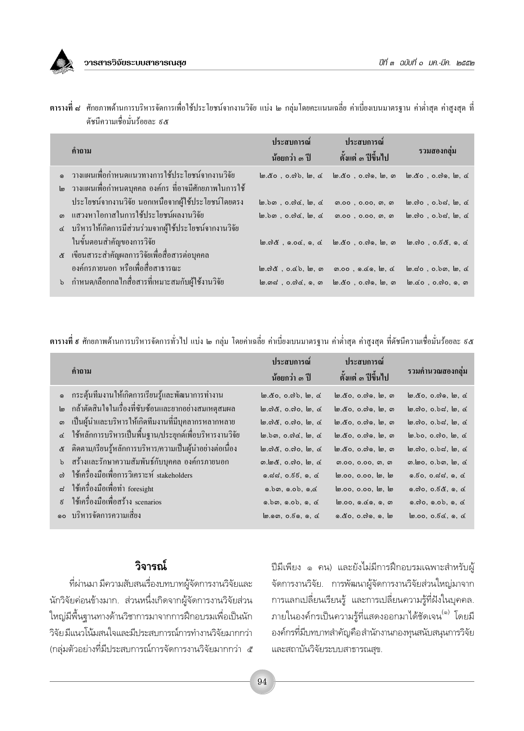**ตารางที่ ๘** ศักยภาพด้านการบริหารจัดการเพื่อใช้ประโยชน์จากงานวิจัย แบ่ง ๒ กลุ่มโดยคะแนนเฉลี่ย ค่าเบี่ยงเบนมาตรฐาน ค่าต่ำสุด ค่าสูงสุด ที่ดัชนีความเชื่อมั่นร้อยละ ๙๕

| | คำถาม | ประสบการณ์ น้อยกว่า ๓ ปี | ประสบการณ์ ตั้งแต่ ๓ ปีขึ้นไป | รวมสองกลุ่ม |
|---|---|---|---|---|
| ๑ | วางแผนเพื่อกำหนดแนวทางการใช้ประโยชน์จากงานวิจัย | ๒.๕๐ , ๐.๗๖, ๒, ๔ | ๒.๕๐ , ๐.๗๑, ๒, ๓ | ๒.๕๐ , ๐.๗๑, ๒, ๔ |
| ๒ | วางแผนเพื่อกำหนดบุคคล องค์กร ที่อาจมีศักยภาพในการใช้ประโยชน์จากงานวิจัย นอกเหนือจากผู้ใช้ประโยชน์โดยตรง | ๒.๖๓ , ๐.๗๔, ๒, ๔ | ๓.๐๐ , ๐.๐๐, ๓, ๓ | ๒.๗๐ , ๐.๖๘, ๒, ๔ |
| ๓ | แสวงหาโอกาสในการใช้ประโยชน์ผลงานวิจัย | ๒.๖๓ , ๐.๗๔, ๒, ๔ | ๓.๐๐ , ๐.๐๐, ๓, ๓ | ๒.๗๐ , ๐.๖๘, ๒, ๔ |
| ๔ | บริหารให้เกิดการมีส่วนร่วมจากผู้ใช้ประโยชน์จากงานวิจัยในขั้นตอนสำคัญของการวิจัย | ๒.๗๕ , ๑.๐๔, ๑, ๔ | ๒.๕๐ , ๐.๗๑, ๒, ๓ | ๒.๗๐ , ๐.๙๕, ๑, ๔ |
| ๕ | เขียนสาระสำคัญผลการวิจัยเพื่อสื่อสารต่อบุคคล องค์กรภายนอก หรือเพื่อสื่อสาธารณะ | ๒.๗๕ , ๐.๔๖, ๒, ๓ | ๓.๐๐ , ๑.๔๑, ๒, ๔ | ๒.๘๐ , ๐.๖๓, ๒, ๔ |
| ๖ | กำหนด/เลือกกลไกสื่อสารที่เหมาะสมกับผู้ใช้งานวิจัย | ๒.๓๘ , ๐.๗๔, ๑, ๓ | ๒.๕๐ , ๐.๗๑, ๒, ๓ | ๒.๔๐ , ๐.๗๐, ๑, ๓ |

**ตารางที่ ๙** ศักยภาพด้านการบริหารจัดการทั่วไป แบ่ง ๒ กลุ่ม โดยค่าเฉลี่ย ค่าเบี่ยงเบนมาตรฐาน ค่าต่ำสุด ค่าสูงสุด ที่ดัชนีความเชื่อมั่นร้อยละ ๙๕

| | คำถาม | ประสบการณ์ น้อยกว่า ๓ ปี | ประสบการณ์ ตั้งแต่ ๓ ปีขึ้นไป | รวมคำนวณสองกลุ่ม |
|---|---|---|---|---|
| ๑ | กระตุ้นทีมงานให้เกิดการเรียนรู้และพัฒนาการทำงาน | ๒.๕๐, ๐.๗๖, ๒, ๔ | ๒.๕๐, ๐.๗๑, ๒, ๓ | ๒.๕๐, ๐.๗๑, ๒, ๔ |
| ๒ | กล้าตัดสินใจในเรื่องที่ซับซ้อนและยากอย่างสมเหตุสมผล | ๒.๗๕, ๐.๗๐, ๒, ๔ | ๒.๕๐, ๐.๗๑, ๒, ๓ | ๒.๗๐, ๐.๖๘, ๒, ๔ |
| ๓ | เป็นผู้นำและบริหารให้เกิดทีมงานที่มีบุคลากรหลากหลาย | ๒.๗๕, ๐.๗๐, ๒, ๔ | ๒.๕๐, ๐.๗๑, ๒, ๓ | ๒.๗๐, ๐.๖๘, ๒, ๔ |
| ๔ | ใช้หลักการบริหารเป็นพื้นฐาน/ประยุกต์เพื่อบริหารงานวิจัย | ๒.๖๓, ๐.๗๔, ๒, ๔ | ๒.๕๐, ๐.๗๑, ๒, ๓ | ๒.๖๐, ๐.๗๐, ๒, ๔ |
| ๕ | ติดตาม/เรียนรู้หลักการบริหาร/ความเป็นผู้นำอย่างต่อเนื่อง | ๒.๗๕, ๐.๗๐, ๒, ๔ | ๒.๕๐, ๐.๗๑, ๒, ๓ | ๒.๗๐, ๐.๖๘, ๒, ๔ |
| ๖ | สร้างและรักษาความสัมพันธ์กับบุคคล องค์กรภายนอก | ๓.๒๕, ๐.๗๐, ๒, ๔ | ๓.๐๐, ๐.๐๐, ๓, ๓ | ๓.๒๐, ๐.๖๓, ๒, ๔ |
| ๗ | ใช้เครื่องมือเพื่อการวิเคราะห์ stakeholders | ๑.๘๘, ๐.๙๙, ๑, ๔ | ๒.๐๐, ๐.๐๐, ๒, ๒ | ๑.๙๐, ๐.๘๘, ๑, ๔ |
| ๘ | ใช้เครื่องมือเพื่อทำ foresight | ๑.๖๓, ๑.๐๖, ๑,๔ | ๒.๐๐, ๐.๐๐, ๒, ๒ | ๑.๗๐, ๐.๙๕, ๑, ๔ |
| ๙ | ใช้เครื่องมือเพื่อสร้าง scenarios | ๑.๖๓, ๑.๐๖, ๑, ๔ | ๒.๐๐, ๑.๔๑, ๑, ๓ | ๑.๗๐, ๑.๐๖, ๑, ๔ |
| ๑๐ | บริหารจัดการความเสี่ยง | ๒.๑๓, ๐.๙๑, ๑, ๔ | ๑.๕๐, ๐.๗๑, ๑, ๒ | ๒.๐๐, ๐.๙๔, ๑, ๔ |

## วิจารณ์

ที่ผ่านมา มีความสับสนเรื่องบทบาทผู้จัดการงานวิจัยและนักวิจัยค่อนข้างมาก. ส่วนหนึ่งเกิดจากผู้จัดการงานวิจัยส่วนใหญ่มีพื้นฐานทางด้านวิชาการมาจากการฝึกอบรมเพื่อเป็นนักวิจัย มีแนวโน้มสนใจและมีประสบการณ์การทำงานวิจัยมากกว่า (กลุ่มตัวอย่างที่มีประสบการณ์การจัดการงานวิจัยมากกว่า ๕ ปีมีเพียง ๑ คน) และยังไม่มีการฝึกอบรมเฉพาะสำหรับผู้จัดการงานวิจัย. การพัฒนาผู้จัดการงานวิจัยส่วนใหญ่มาจากการแลกเปลี่ยนเรียนรู้ และการเปลี่ยนความรู้ที่ฝังในบุคคล. ภายในองค์กรเป็นความรู้ที่แสดงออกมาได้ชัดเจน[๑] โดยมีองค์กรที่มีบทบาทสำคัญคือสำนักงานกองทุนสนับสนุนการวิจัย และสถาบันวิจัยระบบสาธารณสุข.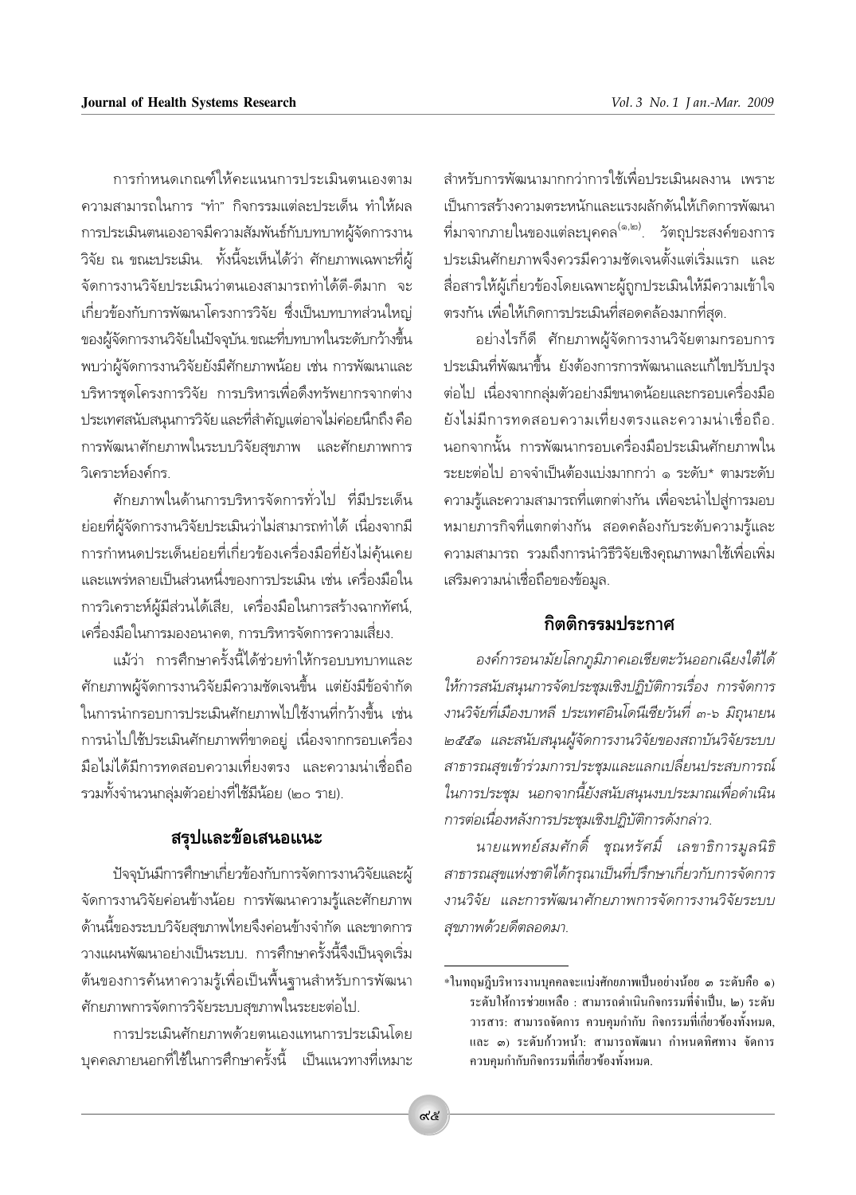การกำหนดเกณฑ์ให้คะแนนการประเมินตนเองตามความสามารถในการ "ทำ" กิจกรรมแต่ละประเด็น ทำให้ผลการประเมินตนเองอาจมีความสัมพันธ์กับบทบาทผู้จัดการงานวิจัย ณ ขณะประเมิน. ทั้งนี้จะเห็นได้ว่า ศักยภาพเฉพาะที่ผู้จัดการงานวิจัยประเมินว่าตนเองสามารถทำได้ดี-ดีมาก จะเกี่ยวข้องกับการพัฒนาโครงการวิจัย ซึ่งเป็นบทบาทส่วนใหญ่ของผู้จัดการงานวิจัยในปัจจุบัน.ขณะที่บทบาทในระดับกว้างขึ้น พบว่าผู้จัดการงานวิจัยยังมีศักยภาพน้อย เช่น การพัฒนาและบริหารชุดโครงการวิจัย การบริหารเพื่อดึงทรัพยากรจากต่างประเทศสนับสนุนการวิจัย และที่สำคัญแต่อาจไม่ค่อยนึกถึง คือ การพัฒนาศักยภาพในระบบวิจัยสุขภาพ และศักยภาพการวิเคราะห์องค์กร.

ศักยภาพในด้านการบริหารจัดการทั่วไป ที่มีประเด็นย่อยที่ผู้จัดการงานวิจัยประเมินว่าไม่สามารถทำได้ เนื่องจากมีการกำหนดประเด็นย่อยที่เกี่ยวข้องเครื่องมือที่ยังไม่คุ้นเคยและแพร่หลายเป็นส่วนหนึ่งของการประเมิน เช่น เครื่องมือในการวิเคราะห์ผู้มีส่วนได้เสีย, เครื่องมือในการสร้างฉากทัศน์, เครื่องมือในการมองอนาคต, การบริหารจัดการความเสี่ยง.

แม้ว่า การศึกษาครั้งนี้ได้ช่วยทำให้กรอบบทบาทและศักยภาพผู้จัดการงานวิจัยมีความชัดเจนขึ้น แต่ยังมีข้อจำกัดในการนำกรอบการประเมินศักยภาพไปใช้งานที่กว้างขึ้น เช่น การนำไปใช้ประเมินศักยภาพที่ขาดอยู่ เนื่องจากกรอบเครื่องมือไม่ได้มีการทดสอบความเที่ยงตรง และความน่าเชื่อถือ รวมทั้งจำนวนกลุ่มตัวอย่างที่ใช้มีน้อย (๒๐ ราย).

## สรุปและข้อเสนอแนะ

ปัจจุบันมีการศึกษาเกี่ยวข้องกับการจัดการงานวิจัยและผู้จัดการงานวิจัยค่อนข้างน้อย การพัฒนาความรู้และศักยภาพด้านนี้ของระบบวิจัยสุขภาพไทยจึงค่อนข้างจำกัด และขาดการวางแผนพัฒนาอย่างเป็นระบบ. การศึกษาครั้งนี้จึงเป็นจุดเริ่มต้นของการค้นหาความรู้เพื่อเป็นพื้นฐานสำหรับการพัฒนาศักยภาพการจัดการวิจัยระบบสุขภาพในระยะต่อไป.

การประเมินศักยภาพด้วยตนเองแทนการประเมินโดยบุคคลภายนอกที่ใช้ในการศึกษาครั้งนี้ เป็นแนวทางที่เหมาะสำหรับการพัฒนามากกว่าการใช้เพื่อประเมินผลงาน เพราะเป็นการสร้างความตระหนักและแรงผลักดันให้เกิดการพัฒนาที่มาจากภายในของแต่ละบุคคล[๑,๒]. วัตถุประสงค์ของการประเมินศักยภาพจึงควรมีความชัดเจนตั้งแต่เริ่มแรก และสื่อสารให้ผู้เกี่ยวข้องโดยเฉพาะผู้ถูกประเมินให้มีความเข้าใจตรงกัน เพื่อให้เกิดการประเมินที่สอดคล้องมากที่สุด.

อย่างไรก็ดี ศักยภาพผู้จัดการงานวิจัยตามกรอบการประเมินที่พัฒนาขึ้น ยังต้องการการพัฒนาและแก้ไขปรับปรุงต่อไป เนื่องจากกลุ่มตัวอย่างมีขนาดน้อยและกรอบเครื่องมือยังไม่มีการทดสอบความเที่ยงตรงและความน่าเชื่อถือ. นอกจากนั้น การพัฒนากรอบเครื่องมือประเมินศักยภาพในระยะต่อไป อาจจำเป็นต้องแบ่งมากกว่า ๑ ระดับ* ตามระดับความรู้และความสามารถที่แตกต่างกัน เพื่อจะนำไปสู่การมอบหมายภารกิจที่แตกต่างกัน สอดคล้องกับระดับความรู้และความสามารถ รวมถึงการนำวิธีวิจัยเชิงคุณภาพมาใช้เพื่อเพิ่มเสริมความน่าเชื่อถือของข้อมูล.

## กิตติกรรมประกาศ

*องค์การอนามัยโลกภูมิภาคเอเชียตะวันออกเฉียงใต้ได้ให้การสนับสนุนการจัดประชุมเชิงปฏิบัติการเรื่อง การจัดการงานวิจัยที่เมืองบาหลี ประเทศอินโดนีเซียวันที่ ๓-๖ มิถุนายน ๒๕๕๑ และสนับสนุนผู้จัดการงานวิจัยของสถาบันวิจัยระบบสาธารณสุขเข้าร่วมการประชุมและแลกเปลี่ยนประสบการณ์ในการประชุม นอกจากนี้ยังสนับสนุนงบประมาณเพื่อดำเนินการต่อเนื่องหลังการประชุมเชิงปฏิบัติการดังกล่าว.*

*นายแพทย์สมศักดิ์ ชุณหรัศมิ์ เลขาธิการมูลนิธิสาธารณสุขแห่งชาติได้กรุณาเป็นที่ปรึกษาเกี่ยวกับการจัดการงานวิจัย และการพัฒนาศักยภาพการจัดการงานวิจัยระบบสุขภาพด้วยดีตลอดมา.*

---

*ในทฤษฎีบริหารงานบุคคลจะแบ่งศักยภาพเป็นอย่างน้อย ๓ ระดับคือ ๑) ระดับให้การช่วยเหลือ : สามารถดำเนินกิจกรรมที่จำเป็น, ๒) ระดับวารสาร: สามารถจัดการ ควบคุมกำกับ กิจกรรมที่เกี่ยวข้องทั้งหมด, และ ๓) ระดับก้าวหน้า: สามารถพัฒนา กำหนดทิศทาง จัดการ ควบคุมกำกับกิจกรรมที่เกี่ยวข้องทั้งหมด.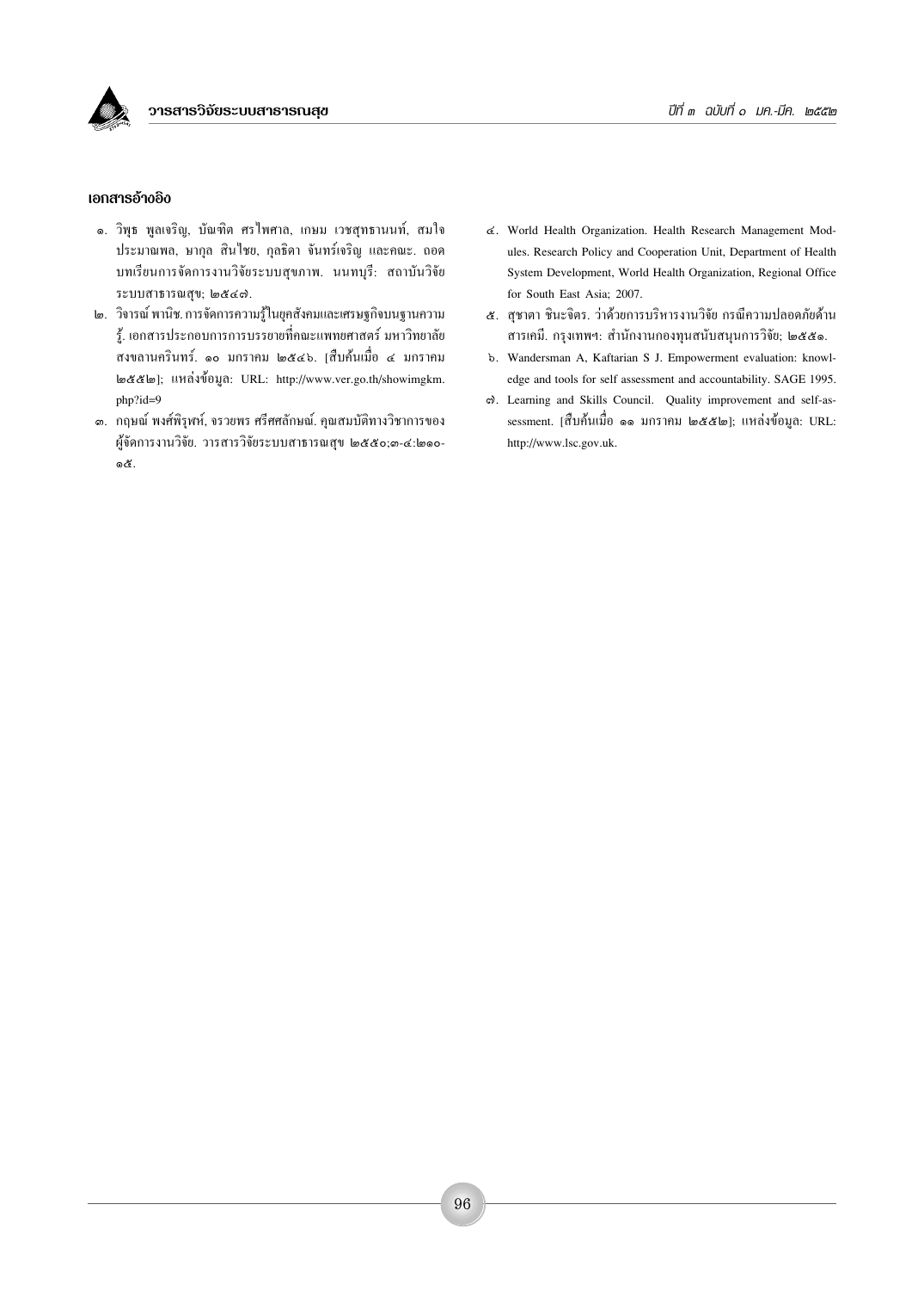## เอกสารอ้างอิง

๑. วิพุธ พูลเจริญ, บัณฑิต ศรไพศาล, เกษม เวชสุทธานนท์, สมใจ ประมาณพล, นาถุล สินไชย, กุลธิดา จันทร์เจริญ และคณะ. ถอดบทเรียนการจัดการงานวิจัยระบบสุขภาพ. นนทบุรี: สถาบันวิจัยระบบสาธารณสุข; ๒๕๔๗.

๒. วิจารณ์ พานิช. การจัดการความรู้ในยุคสังคมและเศรษฐกิจบนฐานความรู้. เอกสารประกอบการการบรรยายที่คณะแพทยศาสตร์ มหาวิทยาลัยสงขลานครินทร์. ๑๐ มกราคม ๒๕๔๖. [สืบค้นเมื่อ ๔ มกราคม ๒๕๕๒]; แหล่งข้อมูล: URL: http://www.ver.go.th/showimgkm.php?id=9

๓. กฤษณ์ พงศ์พิรุฬห์, จรวยพร ศรีศศลักษณ์. คุณสมบัติทางวิชาการของผู้จัดการงานวิจัย. วารสารวิจัยระบบสาธารณสุข ๒๕๕๐;๓-๔:๒๑๐-๑๕.

๔. World Health Organization. Health Research Management Modules. Research Policy and Cooperation Unit, Department of Health System Development, World Health Organization, Regional Office for South East Asia; 2007.

๕. สุชาดา ชินะจิตร. ว่าด้วยการบริหารงานวิจัย กรณีความปลอดภัยด้านสารเคมี. กรุงเทพฯ: สำนักงานกองทุนสนับสนุนการวิจัย; ๒๕๕๑.

๖. Wandersman A, Kaftarian S J. Empowerment evaluation: knowledge and tools for self assessment and accountability. SAGE 1995.

๗. Learning and Skills Council. Quality improvement and self-assessment. [สืบค้นเมื่อ ๑๑ มกราคม ๒๕๕๒]; แหล่งข้อมูล: URL: http://www.lsc.gov.uk.